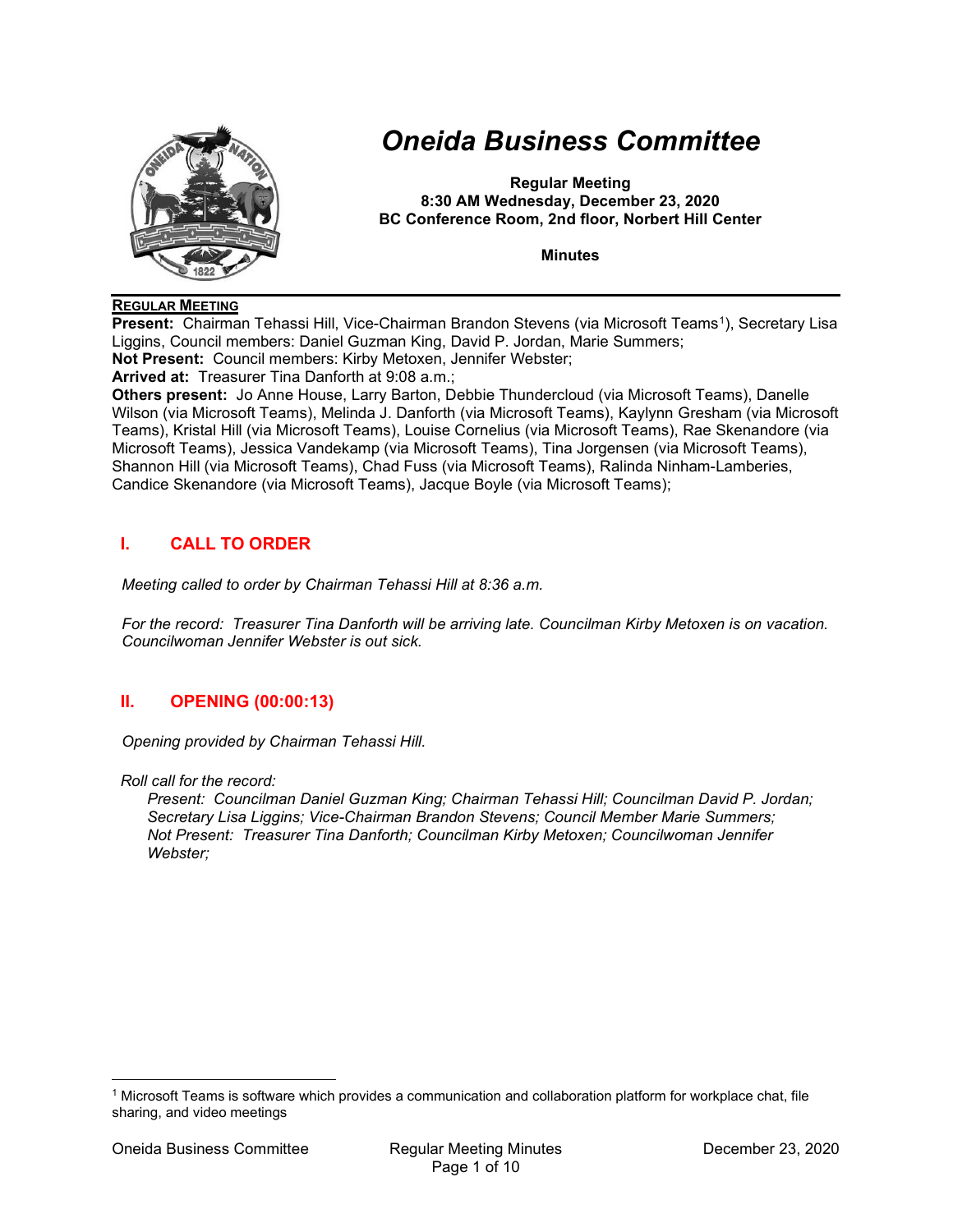# *Oneida Business Committee*

**Regular Meeting**
**8:30 AM Wednesday, December 23, 2020**
**BC Conference Room, 2nd floor, Norbert Hill Center**

**Minutes**

**REGULAR MEETING**

**Present:** Chairman Tehassi Hill, Vice-Chairman Brandon Stevens (via Microsoft Teams[1]), Secretary Lisa Liggins, Council members: Daniel Guzman King, David P. Jordan, Marie Summers;
**Not Present:** Council members: Kirby Metoxen, Jennifer Webster;
**Arrived at:** Treasurer Tina Danforth at 9:08 a.m.;
**Others present:** Jo Anne House, Larry Barton, Debbie Thundercloud (via Microsoft Teams), Danelle Wilson (via Microsoft Teams), Melinda J. Danforth (via Microsoft Teams), Kaylynn Gresham (via Microsoft Teams), Kristal Hill (via Microsoft Teams), Louise Cornelius (via Microsoft Teams), Rae Skenandore (via Microsoft Teams), Jessica Vandekamp (via Microsoft Teams), Tina Jorgensen (via Microsoft Teams), Shannon Hill (via Microsoft Teams), Chad Fuss (via Microsoft Teams), Ralinda Ninham-Lamberies, Candice Skenandore (via Microsoft Teams), Jacque Boyle (via Microsoft Teams);

## I. CALL TO ORDER

*Meeting called to order by Chairman Tehassi Hill at 8:36 a.m.*

*For the record: Treasurer Tina Danforth will be arriving late. Councilman Kirby Metoxen is on vacation. Councilwoman Jennifer Webster is out sick.*

## II. OPENING (00:00:13)

*Opening provided by Chairman Tehassi Hill.*

*Roll call for the record:*

> *Present: Councilman Daniel Guzman King; Chairman Tehassi Hill; Councilman David P. Jordan; Secretary Lisa Liggins; Vice-Chairman Brandon Stevens; Council Member Marie Summers;*
> *Not Present: Treasurer Tina Danforth; Councilman Kirby Metoxen; Councilwoman Jennifer Webster;*

---

[1] Microsoft Teams is software which provides a communication and collaboration platform for workplace chat, file sharing, and video meetings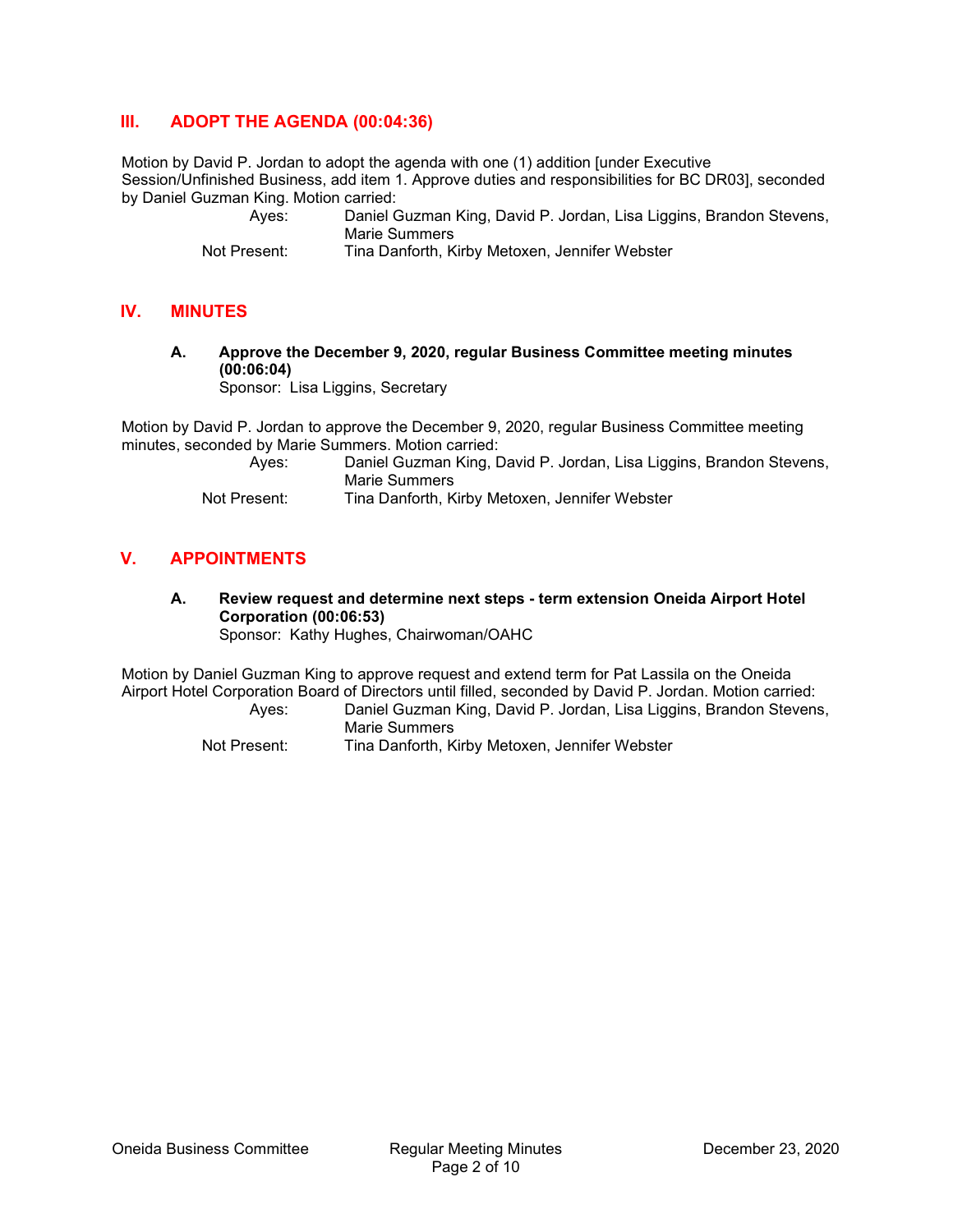## III. ADOPT THE AGENDA (00:04:36)

Motion by David P. Jordan to adopt the agenda with one (1) addition [under Executive Session/Unfinished Business, add item 1. Approve duties and responsibilities for BC DR03], seconded by Daniel Guzman King. Motion carried:

Ayes: Daniel Guzman King, David P. Jordan, Lisa Liggins, Brandon Stevens, Marie Summers

Not Present: Tina Danforth, Kirby Metoxen, Jennifer Webster

## IV. MINUTES

### A. Approve the December 9, 2020, regular Business Committee meeting minutes (00:06:04)

Sponsor: Lisa Liggins, Secretary

Motion by David P. Jordan to approve the December 9, 2020, regular Business Committee meeting minutes, seconded by Marie Summers. Motion carried:

Ayes: Daniel Guzman King, David P. Jordan, Lisa Liggins, Brandon Stevens, Marie Summers

Not Present: Tina Danforth, Kirby Metoxen, Jennifer Webster

## V. APPOINTMENTS

### A. Review request and determine next steps - term extension Oneida Airport Hotel Corporation (00:06:53)

Sponsor: Kathy Hughes, Chairwoman/OAHC

Motion by Daniel Guzman King to approve request and extend term for Pat Lassila on the Oneida Airport Hotel Corporation Board of Directors until filled, seconded by David P. Jordan. Motion carried:

Ayes: Daniel Guzman King, David P. Jordan, Lisa Liggins, Brandon Stevens, Marie Summers

Not Present: Tina Danforth, Kirby Metoxen, Jennifer Webster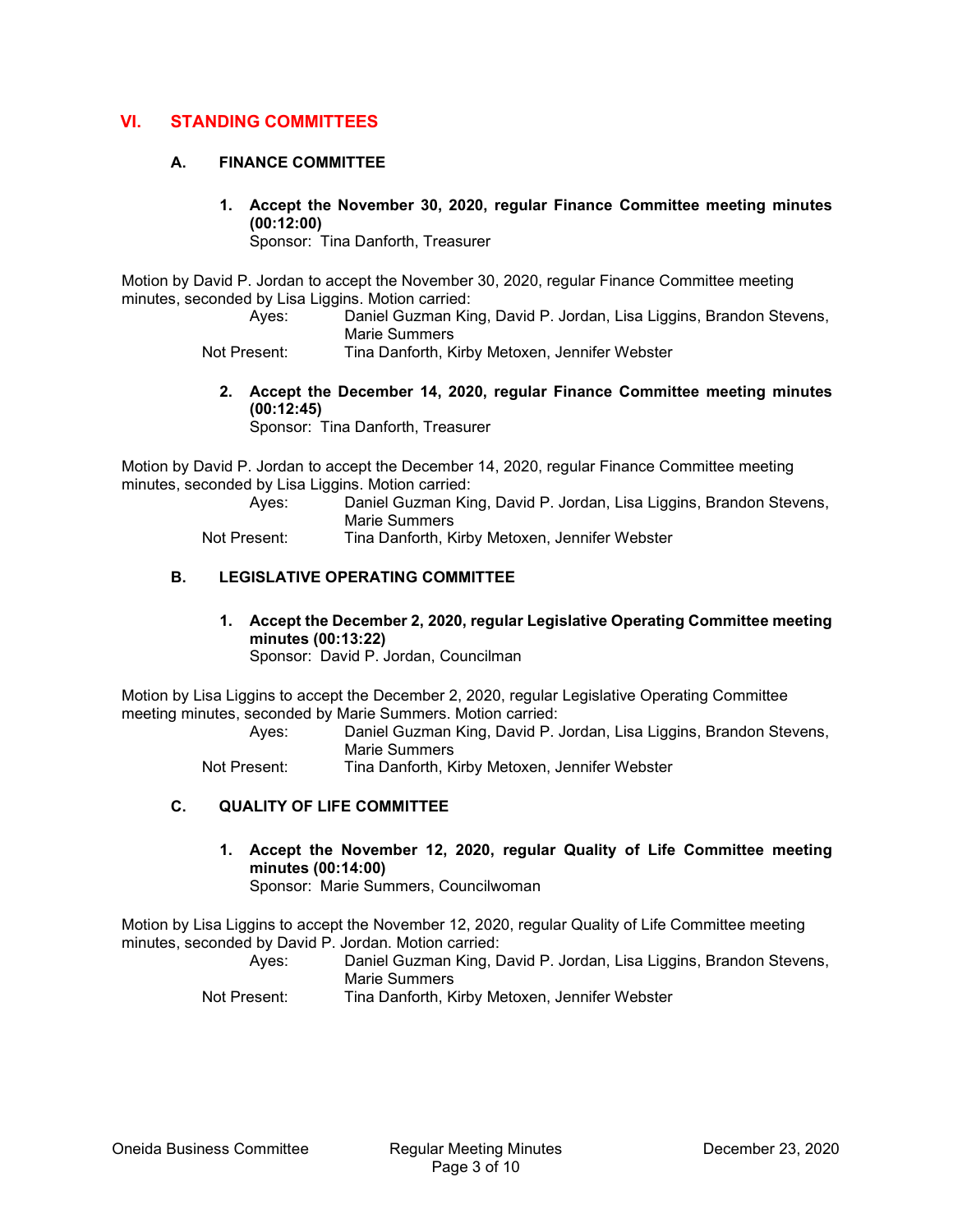## VI. STANDING COMMITTEES

### A. FINANCE COMMITTEE

**1. Accept the November 30, 2020, regular Finance Committee meeting minutes (00:12:00)**
Sponsor: Tina Danforth, Treasurer

Motion by David P. Jordan to accept the November 30, 2020, regular Finance Committee meeting minutes, seconded by Lisa Liggins. Motion carried:

Ayes: Daniel Guzman King, David P. Jordan, Lisa Liggins, Brandon Stevens, Marie Summers
Not Present: Tina Danforth, Kirby Metoxen, Jennifer Webster

**2. Accept the December 14, 2020, regular Finance Committee meeting minutes (00:12:45)**
Sponsor: Tina Danforth, Treasurer

Motion by David P. Jordan to accept the December 14, 2020, regular Finance Committee meeting minutes, seconded by Lisa Liggins. Motion carried:

Ayes: Daniel Guzman King, David P. Jordan, Lisa Liggins, Brandon Stevens, Marie Summers
Not Present: Tina Danforth, Kirby Metoxen, Jennifer Webster

### B. LEGISLATIVE OPERATING COMMITTEE

**1. Accept the December 2, 2020, regular Legislative Operating Committee meeting minutes (00:13:22)**
Sponsor: David P. Jordan, Councilman

Motion by Lisa Liggins to accept the December 2, 2020, regular Legislative Operating Committee meeting minutes, seconded by Marie Summers. Motion carried:

Ayes: Daniel Guzman King, David P. Jordan, Lisa Liggins, Brandon Stevens, Marie Summers
Not Present: Tina Danforth, Kirby Metoxen, Jennifer Webster

### C. QUALITY OF LIFE COMMITTEE

**1. Accept the November 12, 2020, regular Quality of Life Committee meeting minutes (00:14:00)**
Sponsor: Marie Summers, Councilwoman

Motion by Lisa Liggins to accept the November 12, 2020, regular Quality of Life Committee meeting minutes, seconded by David P. Jordan. Motion carried:

Ayes: Daniel Guzman King, David P. Jordan, Lisa Liggins, Brandon Stevens, Marie Summers
Not Present: Tina Danforth, Kirby Metoxen, Jennifer Webster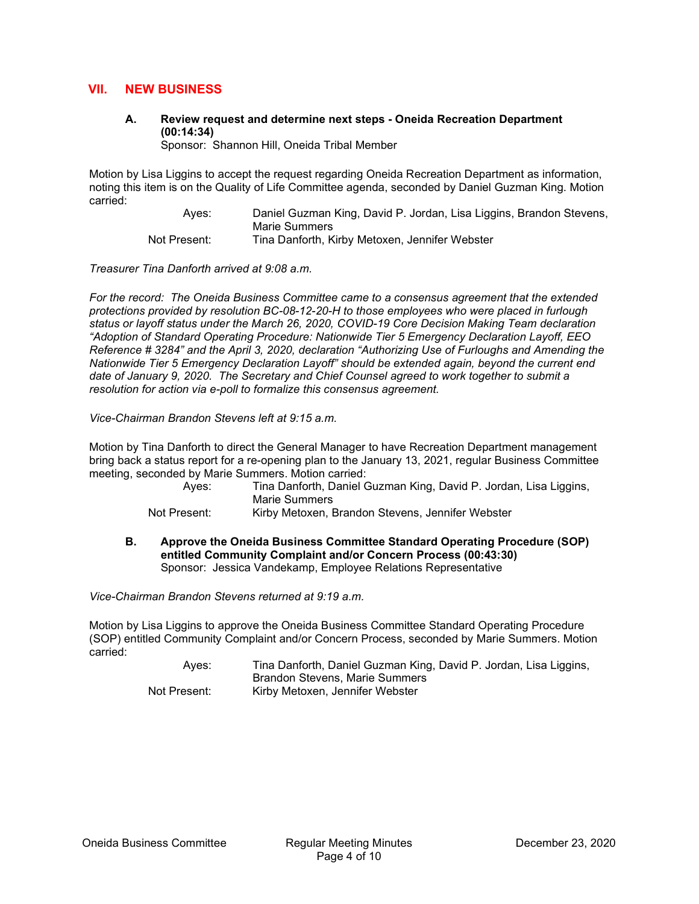## VII. NEW BUSINESS

### A. Review request and determine next steps - Oneida Recreation Department (00:14:34)

Sponsor: Shannon Hill, Oneida Tribal Member

Motion by Lisa Liggins to accept the request regarding Oneida Recreation Department as information, noting this item is on the Quality of Life Committee agenda, seconded by Daniel Guzman King. Motion carried:

| | |
|---|---|
| Ayes: | Daniel Guzman King, David P. Jordan, Lisa Liggins, Brandon Stevens, Marie Summers |
| Not Present: | Tina Danforth, Kirby Metoxen, Jennifer Webster |

*Treasurer Tina Danforth arrived at 9:08 a.m.*

*For the record: The Oneida Business Committee came to a consensus agreement that the extended protections provided by resolution BC-08-12-20-H to those employees who were placed in furlough status or layoff status under the March 26, 2020, COVID-19 Core Decision Making Team declaration "Adoption of Standard Operating Procedure: Nationwide Tier 5 Emergency Declaration Layoff, EEO Reference # 3284" and the April 3, 2020, declaration "Authorizing Use of Furloughs and Amending the Nationwide Tier 5 Emergency Declaration Layoff" should be extended again, beyond the current end date of January 9, 2020. The Secretary and Chief Counsel agreed to work together to submit a resolution for action via e-poll to formalize this consensus agreement.*

*Vice-Chairman Brandon Stevens left at 9:15 a.m.*

Motion by Tina Danforth to direct the General Manager to have Recreation Department management bring back a status report for a re-opening plan to the January 13, 2021, regular Business Committee meeting, seconded by Marie Summers. Motion carried:

| | |
|---|---|
| Ayes: | Tina Danforth, Daniel Guzman King, David P. Jordan, Lisa Liggins, Marie Summers |
| Not Present: | Kirby Metoxen, Brandon Stevens, Jennifer Webster |

### B. Approve the Oneida Business Committee Standard Operating Procedure (SOP) entitled Community Complaint and/or Concern Process (00:43:30)

Sponsor: Jessica Vandekamp, Employee Relations Representative

*Vice-Chairman Brandon Stevens returned at 9:19 a.m.*

Motion by Lisa Liggins to approve the Oneida Business Committee Standard Operating Procedure (SOP) entitled Community Complaint and/or Concern Process, seconded by Marie Summers. Motion carried:

| | |
|---|---|
| Ayes: | Tina Danforth, Daniel Guzman King, David P. Jordan, Lisa Liggins, Brandon Stevens, Marie Summers |
| Not Present: | Kirby Metoxen, Jennifer Webster |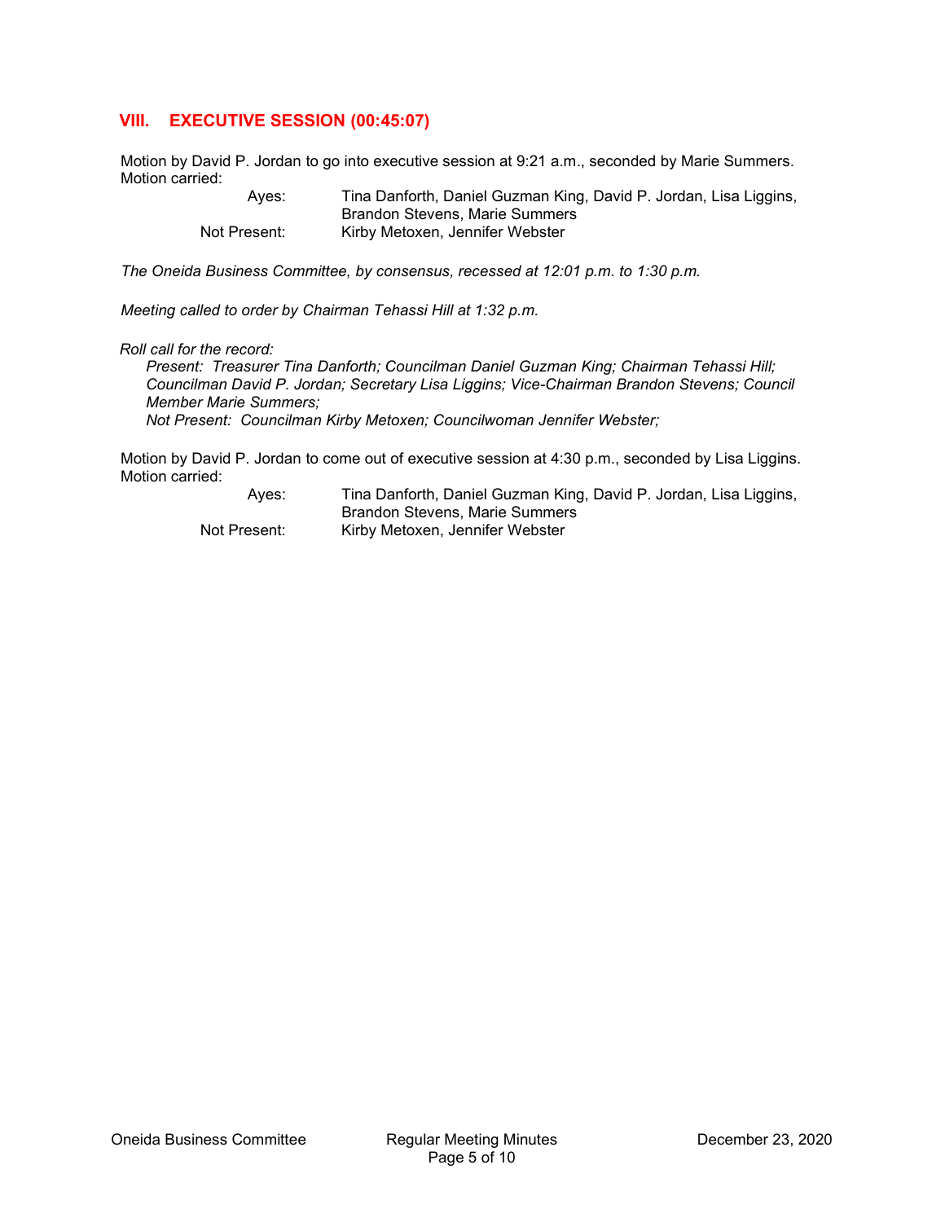## VIII. EXECUTIVE SESSION (00:45:07)

Motion by David P. Jordan to go into executive session at 9:21 a.m., seconded by Marie Summers. Motion carried:

| | |
|---|---|
| Ayes: | Tina Danforth, Daniel Guzman King, David P. Jordan, Lisa Liggins, Brandon Stevens, Marie Summers |
| Not Present: | Kirby Metoxen, Jennifer Webster |

*The Oneida Business Committee, by consensus, recessed at 12:01 p.m. to 1:30 p.m.*

*Meeting called to order by Chairman Tehassi Hill at 1:32 p.m.*

*Roll call for the record:*

*Present: Treasurer Tina Danforth; Councilman Daniel Guzman King; Chairman Tehassi Hill; Councilman David P. Jordan; Secretary Lisa Liggins; Vice-Chairman Brandon Stevens; Council Member Marie Summers;*

*Not Present: Councilman Kirby Metoxen; Councilwoman Jennifer Webster;*

Motion by David P. Jordan to come out of executive session at 4:30 p.m., seconded by Lisa Liggins. Motion carried:

| | |
|---|---|
| Ayes: | Tina Danforth, Daniel Guzman King, David P. Jordan, Lisa Liggins, Brandon Stevens, Marie Summers |
| Not Present: | Kirby Metoxen, Jennifer Webster |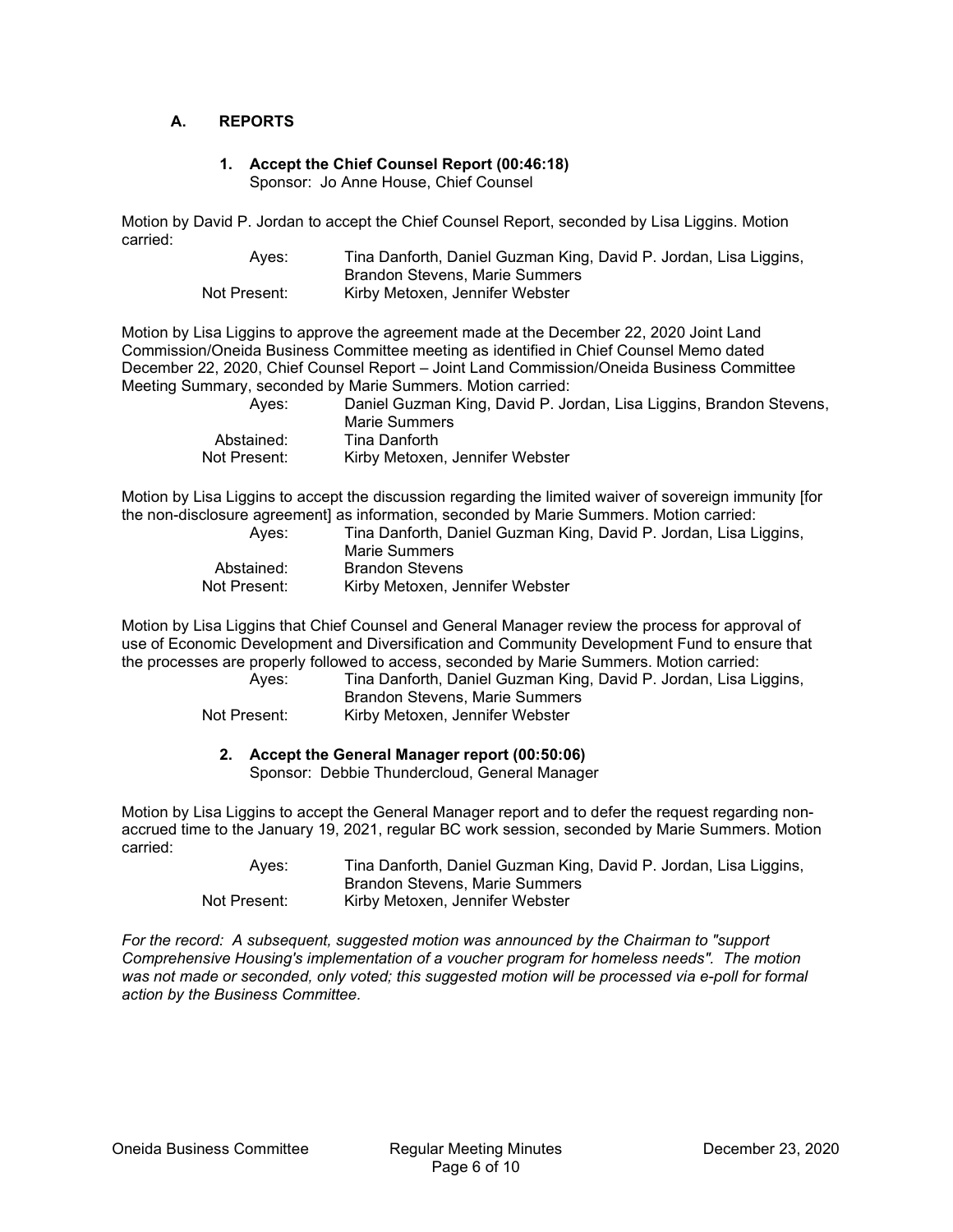## A. REPORTS

### 1. Accept the Chief Counsel Report (00:46:18)

Sponsor: Jo Anne House, Chief Counsel

Motion by David P. Jordan to accept the Chief Counsel Report, seconded by Lisa Liggins. Motion carried:

| | |
|---|---|
| Ayes: | Tina Danforth, Daniel Guzman King, David P. Jordan, Lisa Liggins, Brandon Stevens, Marie Summers |
| Not Present: | Kirby Metoxen, Jennifer Webster |

Motion by Lisa Liggins to approve the agreement made at the December 22, 2020 Joint Land Commission/Oneida Business Committee meeting as identified in Chief Counsel Memo dated December 22, 2020, Chief Counsel Report – Joint Land Commission/Oneida Business Committee Meeting Summary, seconded by Marie Summers. Motion carried:

| | |
|---|---|
| Ayes: | Daniel Guzman King, David P. Jordan, Lisa Liggins, Brandon Stevens, Marie Summers |
| Abstained: | Tina Danforth |
| Not Present: | Kirby Metoxen, Jennifer Webster |

Motion by Lisa Liggins to accept the discussion regarding the limited waiver of sovereign immunity [for the non-disclosure agreement] as information, seconded by Marie Summers. Motion carried:

| | |
|---|---|
| Ayes: | Tina Danforth, Daniel Guzman King, David P. Jordan, Lisa Liggins, Marie Summers |
| Abstained: | Brandon Stevens |
| Not Present: | Kirby Metoxen, Jennifer Webster |

Motion by Lisa Liggins that Chief Counsel and General Manager review the process for approval of use of Economic Development and Diversification and Community Development Fund to ensure that the processes are properly followed to access, seconded by Marie Summers. Motion carried:

| | |
|---|---|
| Ayes: | Tina Danforth, Daniel Guzman King, David P. Jordan, Lisa Liggins, Brandon Stevens, Marie Summers |
| Not Present: | Kirby Metoxen, Jennifer Webster |

### 2. Accept the General Manager report (00:50:06)

Sponsor: Debbie Thundercloud, General Manager

Motion by Lisa Liggins to accept the General Manager report and to defer the request regarding non-accrued time to the January 19, 2021, regular BC work session, seconded by Marie Summers. Motion carried:

| | |
|---|---|
| Ayes: | Tina Danforth, Daniel Guzman King, David P. Jordan, Lisa Liggins, Brandon Stevens, Marie Summers |
| Not Present: | Kirby Metoxen, Jennifer Webster |

*For the record: A subsequent, suggested motion was announced by the Chairman to "support Comprehensive Housing's implementation of a voucher program for homeless needs". The motion was not made or seconded, only voted; this suggested motion will be processed via e-poll for formal action by the Business Committee.*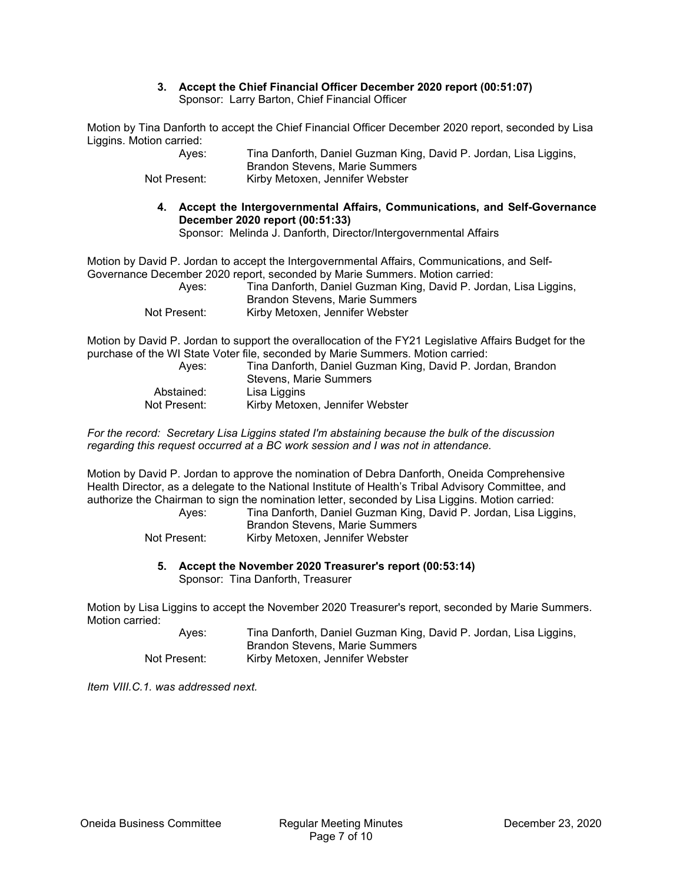**3. Accept the Chief Financial Officer December 2020 report (00:51:07)**
Sponsor: Larry Barton, Chief Financial Officer

Motion by Tina Danforth to accept the Chief Financial Officer December 2020 report, seconded by Lisa Liggins. Motion carried:

| | |
|---|---|
| Ayes: | Tina Danforth, Daniel Guzman King, David P. Jordan, Lisa Liggins, Brandon Stevens, Marie Summers |
| Not Present: | Kirby Metoxen, Jennifer Webster |

**4. Accept the Intergovernmental Affairs, Communications, and Self-Governance December 2020 report (00:51:33)**
Sponsor: Melinda J. Danforth, Director/Intergovernmental Affairs

Motion by David P. Jordan to accept the Intergovernmental Affairs, Communications, and Self-Governance December 2020 report, seconded by Marie Summers. Motion carried:

| | |
|---|---|
| Ayes: | Tina Danforth, Daniel Guzman King, David P. Jordan, Lisa Liggins, Brandon Stevens, Marie Summers |
| Not Present: | Kirby Metoxen, Jennifer Webster |

Motion by David P. Jordan to support the overallocation of the FY21 Legislative Affairs Budget for the purchase of the WI State Voter file, seconded by Marie Summers. Motion carried:

| | |
|---|---|
| Ayes: | Tina Danforth, Daniel Guzman King, David P. Jordan, Brandon Stevens, Marie Summers |
| Abstained: | Lisa Liggins |
| Not Present: | Kirby Metoxen, Jennifer Webster |

*For the record: Secretary Lisa Liggins stated I'm abstaining because the bulk of the discussion regarding this request occurred at a BC work session and I was not in attendance.*

Motion by David P. Jordan to approve the nomination of Debra Danforth, Oneida Comprehensive Health Director, as a delegate to the National Institute of Health's Tribal Advisory Committee, and authorize the Chairman to sign the nomination letter, seconded by Lisa Liggins. Motion carried:

| | |
|---|---|
| Ayes: | Tina Danforth, Daniel Guzman King, David P. Jordan, Lisa Liggins, Brandon Stevens, Marie Summers |
| Not Present: | Kirby Metoxen, Jennifer Webster |

**5. Accept the November 2020 Treasurer's report (00:53:14)**
Sponsor: Tina Danforth, Treasurer

Motion by Lisa Liggins to accept the November 2020 Treasurer's report, seconded by Marie Summers. Motion carried:

| | |
|---|---|
| Ayes: | Tina Danforth, Daniel Guzman King, David P. Jordan, Lisa Liggins, Brandon Stevens, Marie Summers |
| Not Present: | Kirby Metoxen, Jennifer Webster |

*Item VIII.C.1. was addressed next.*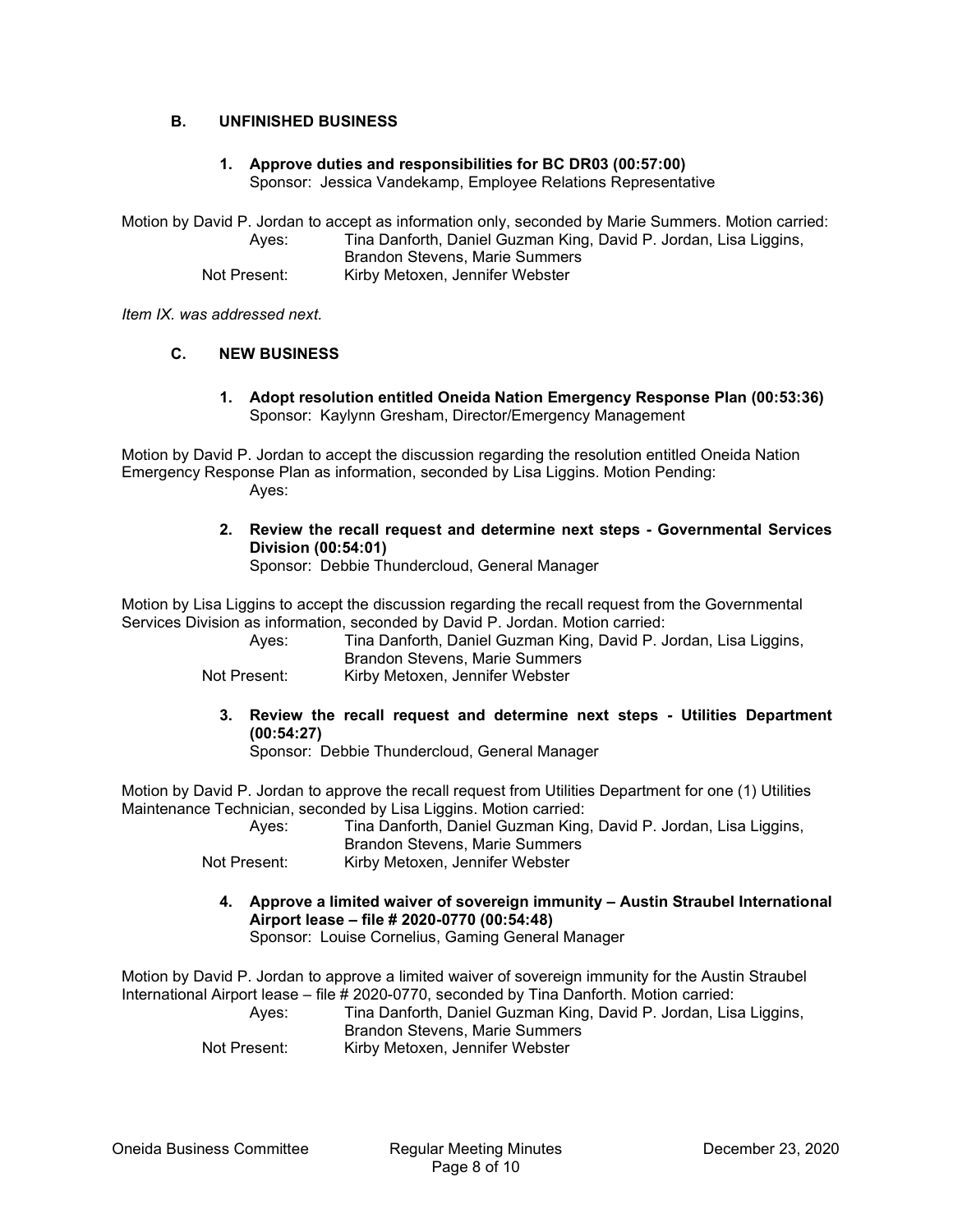### B. UNFINISHED BUSINESS

**1. Approve duties and responsibilities for BC DR03 (00:57:00)**
Sponsor: Jessica Vandekamp, Employee Relations Representative

Motion by David P. Jordan to accept as information only, seconded by Marie Summers. Motion carried:

Ayes: Tina Danforth, Daniel Guzman King, David P. Jordan, Lisa Liggins, Brandon Stevens, Marie Summers
Not Present: Kirby Metoxen, Jennifer Webster

*Item IX. was addressed next.*

### C. NEW BUSINESS

**1. Adopt resolution entitled Oneida Nation Emergency Response Plan (00:53:36)**
Sponsor: Kaylynn Gresham, Director/Emergency Management

Motion by David P. Jordan to accept the discussion regarding the resolution entitled Oneida Nation Emergency Response Plan as information, seconded by Lisa Liggins. Motion Pending:

Ayes:

**2. Review the recall request and determine next steps - Governmental Services Division (00:54:01)**
Sponsor: Debbie Thundercloud, General Manager

Motion by Lisa Liggins to accept the discussion regarding the recall request from the Governmental Services Division as information, seconded by David P. Jordan. Motion carried:

Ayes: Tina Danforth, Daniel Guzman King, David P. Jordan, Lisa Liggins, Brandon Stevens, Marie Summers
Not Present: Kirby Metoxen, Jennifer Webster

**3. Review the recall request and determine next steps - Utilities Department (00:54:27)**
Sponsor: Debbie Thundercloud, General Manager

Motion by David P. Jordan to approve the recall request from Utilities Department for one (1) Utilities Maintenance Technician, seconded by Lisa Liggins. Motion carried:

Ayes: Tina Danforth, Daniel Guzman King, David P. Jordan, Lisa Liggins, Brandon Stevens, Marie Summers
Not Present: Kirby Metoxen, Jennifer Webster

**4. Approve a limited waiver of sovereign immunity – Austin Straubel International Airport lease – file # 2020-0770 (00:54:48)**
Sponsor: Louise Cornelius, Gaming General Manager

Motion by David P. Jordan to approve a limited waiver of sovereign immunity for the Austin Straubel International Airport lease – file # 2020-0770, seconded by Tina Danforth. Motion carried:

Ayes: Tina Danforth, Daniel Guzman King, David P. Jordan, Lisa Liggins, Brandon Stevens, Marie Summers
Not Present: Kirby Metoxen, Jennifer Webster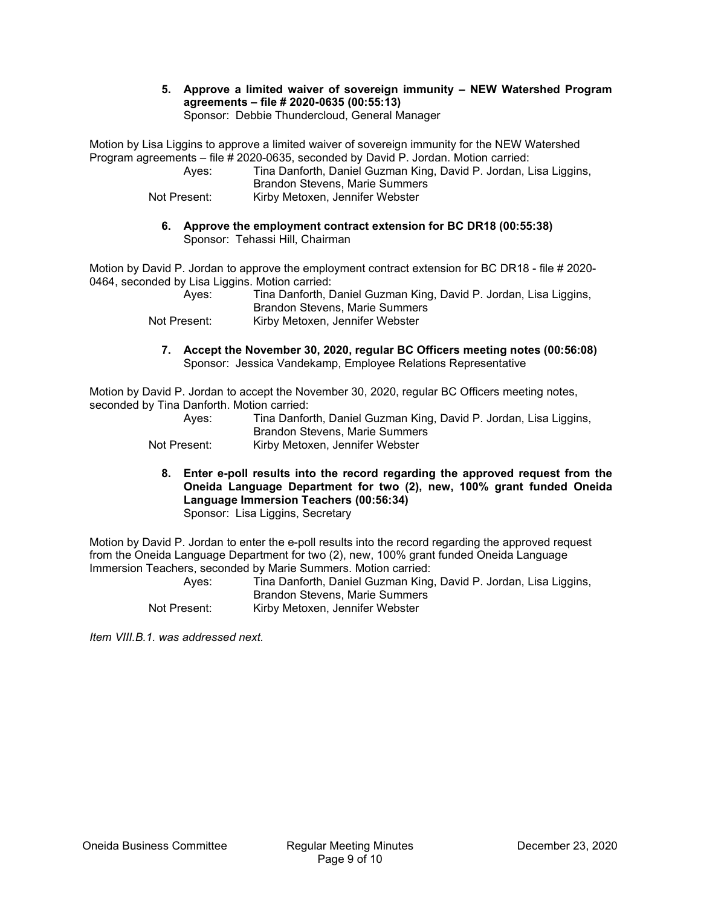**5. Approve a limited waiver of sovereign immunity – NEW Watershed Program agreements – file # 2020-0635 (00:55:13)**
Sponsor: Debbie Thundercloud, General Manager

Motion by Lisa Liggins to approve a limited waiver of sovereign immunity for the NEW Watershed Program agreements – file # 2020-0635, seconded by David P. Jordan. Motion carried:

Ayes: Tina Danforth, Daniel Guzman King, David P. Jordan, Lisa Liggins, Brandon Stevens, Marie Summers
Not Present: Kirby Metoxen, Jennifer Webster

**6. Approve the employment contract extension for BC DR18 (00:55:38)**
Sponsor: Tehassi Hill, Chairman

Motion by David P. Jordan to approve the employment contract extension for BC DR18 - file # 2020-0464, seconded by Lisa Liggins. Motion carried:

Ayes: Tina Danforth, Daniel Guzman King, David P. Jordan, Lisa Liggins, Brandon Stevens, Marie Summers
Not Present: Kirby Metoxen, Jennifer Webster

**7. Accept the November 30, 2020, regular BC Officers meeting notes (00:56:08)**
Sponsor: Jessica Vandekamp, Employee Relations Representative

Motion by David P. Jordan to accept the November 30, 2020, regular BC Officers meeting notes, seconded by Tina Danforth. Motion carried:

Ayes: Tina Danforth, Daniel Guzman King, David P. Jordan, Lisa Liggins, Brandon Stevens, Marie Summers
Not Present: Kirby Metoxen, Jennifer Webster

**8. Enter e-poll results into the record regarding the approved request from the Oneida Language Department for two (2), new, 100% grant funded Oneida Language Immersion Teachers (00:56:34)**
Sponsor: Lisa Liggins, Secretary

Motion by David P. Jordan to enter the e-poll results into the record regarding the approved request from the Oneida Language Department for two (2), new, 100% grant funded Oneida Language Immersion Teachers, seconded by Marie Summers. Motion carried:

Ayes: Tina Danforth, Daniel Guzman King, David P. Jordan, Lisa Liggins, Brandon Stevens, Marie Summers
Not Present: Kirby Metoxen, Jennifer Webster

*Item VIII.B.1. was addressed next.*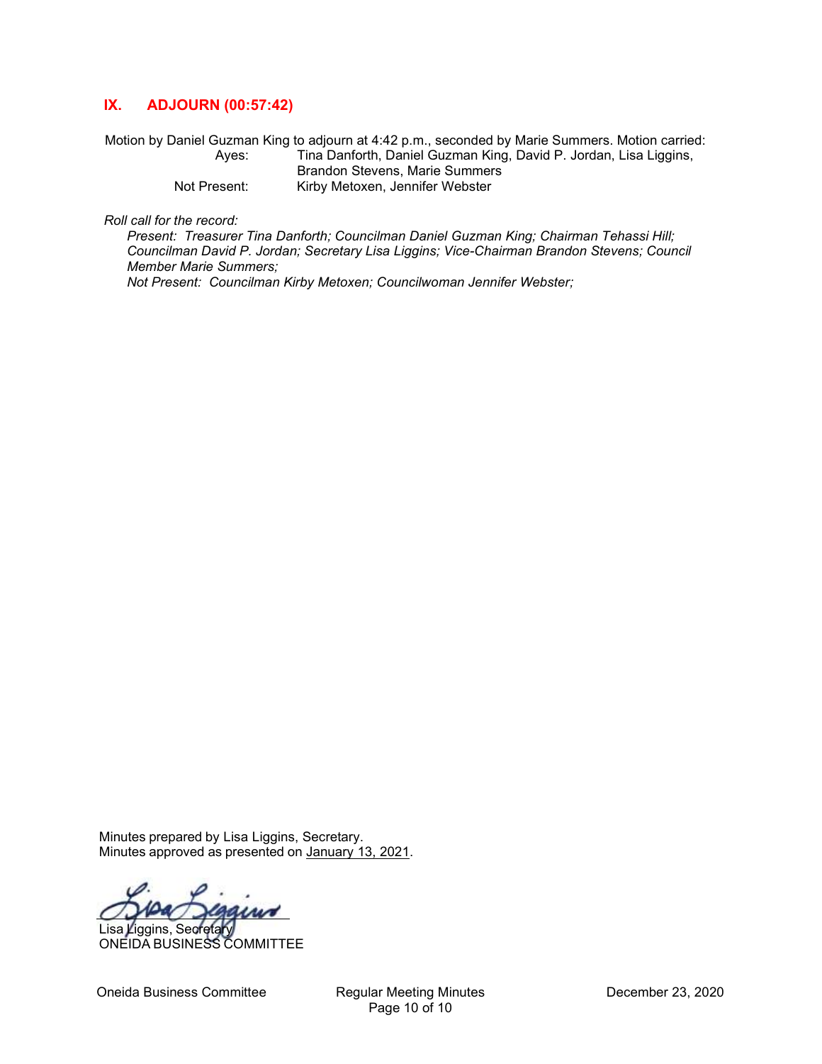## IX. ADJOURN (00:57:42)

Motion by Daniel Guzman King to adjourn at 4:42 p.m., seconded by Marie Summers. Motion carried:

| | |
|---|---|
| Ayes: | Tina Danforth, Daniel Guzman King, David P. Jordan, Lisa Liggins, Brandon Stevens, Marie Summers |
| Not Present: | Kirby Metoxen, Jennifer Webster |

*Roll call for the record:*

*Present: Treasurer Tina Danforth; Councilman Daniel Guzman King; Chairman Tehassi Hill; Councilman David P. Jordan; Secretary Lisa Liggins; Vice-Chairman Brandon Stevens; Council Member Marie Summers;*

*Not Present: Councilman Kirby Metoxen; Councilwoman Jennifer Webster;*

Minutes prepared by Lisa Liggins, Secretary.
Minutes approved as presented on January 13, 2021.

Lisa Liggins, Secretary
ONEIDA BUSINESS COMMITTEE